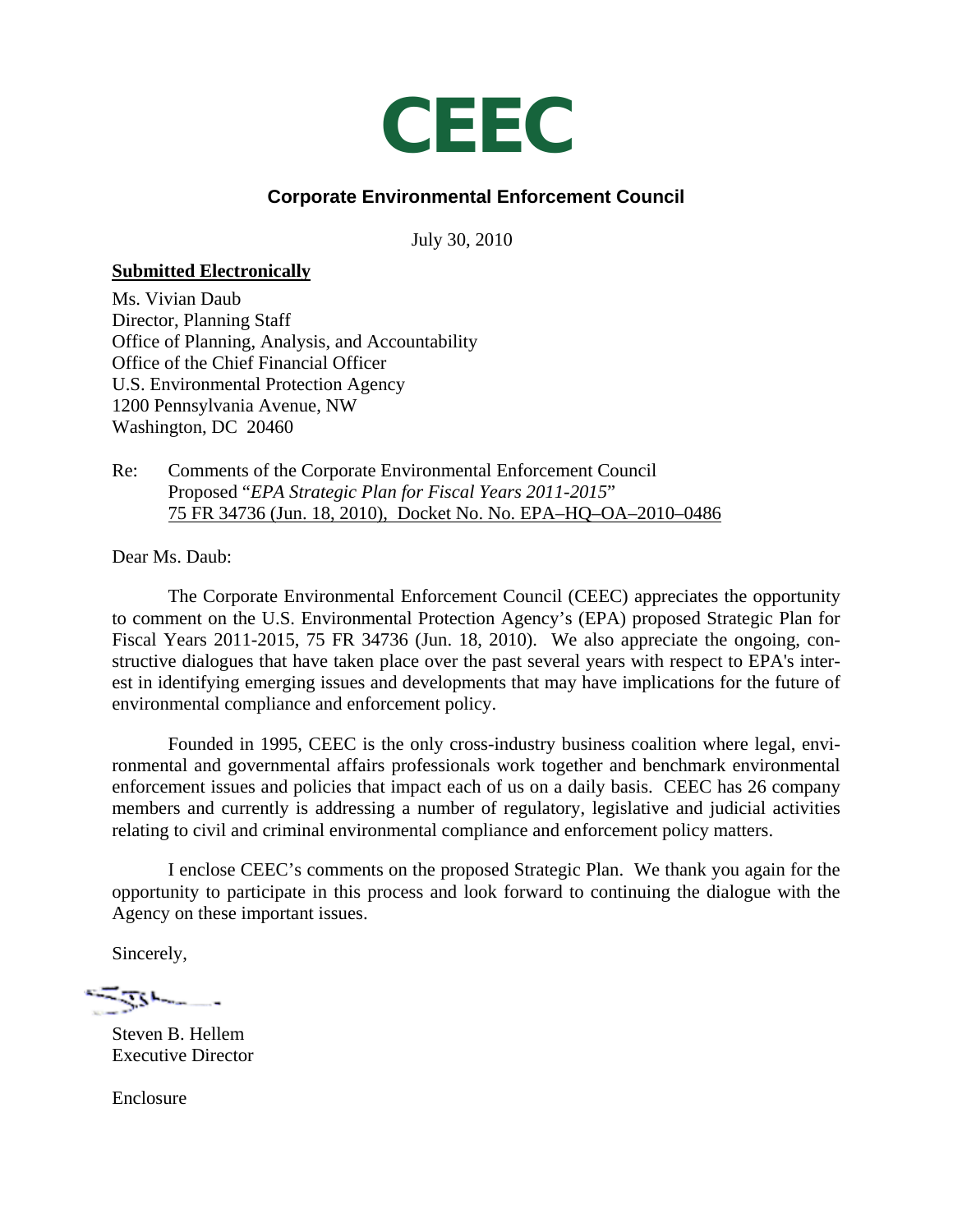# CEEC

## Corporate Environmental Enforcement Council

July 30, 2010

**Submitted Electronically**

Ms. Vivian Daub
Director, Planning Staff
Office of Planning, Analysis, and Accountability
Office of the Chief Financial Officer
U.S. Environmental Protection Agency
1200 Pennsylvania Avenue, NW
Washington, DC 20460

Re: Comments of the Corporate Environmental Enforcement Council
Proposed "*EPA Strategic Plan for Fiscal Years 2011-2015*"
75 FR 34736 (Jun. 18, 2010), Docket No. No. EPA–HQ–OA–2010–0486

Dear Ms. Daub:

The Corporate Environmental Enforcement Council (CEEC) appreciates the opportunity to comment on the U.S. Environmental Protection Agency's (EPA) proposed Strategic Plan for Fiscal Years 2011-2015, 75 FR 34736 (Jun. 18, 2010). We also appreciate the ongoing, constructive dialogues that have taken place over the past several years with respect to EPA's interest in identifying emerging issues and developments that may have implications for the future of environmental compliance and enforcement policy.

Founded in 1995, CEEC is the only cross-industry business coalition where legal, environmental and governmental affairs professionals work together and benchmark environmental enforcement issues and policies that impact each of us on a daily basis. CEEC has 26 company members and currently is addressing a number of regulatory, legislative and judicial activities relating to civil and criminal environmental compliance and enforcement policy matters.

I enclose CEEC's comments on the proposed Strategic Plan. We thank you again for the opportunity to participate in this process and look forward to continuing the dialogue with the Agency on these important issues.

Sincerely,

Steven B. Hellem
Executive Director

Enclosure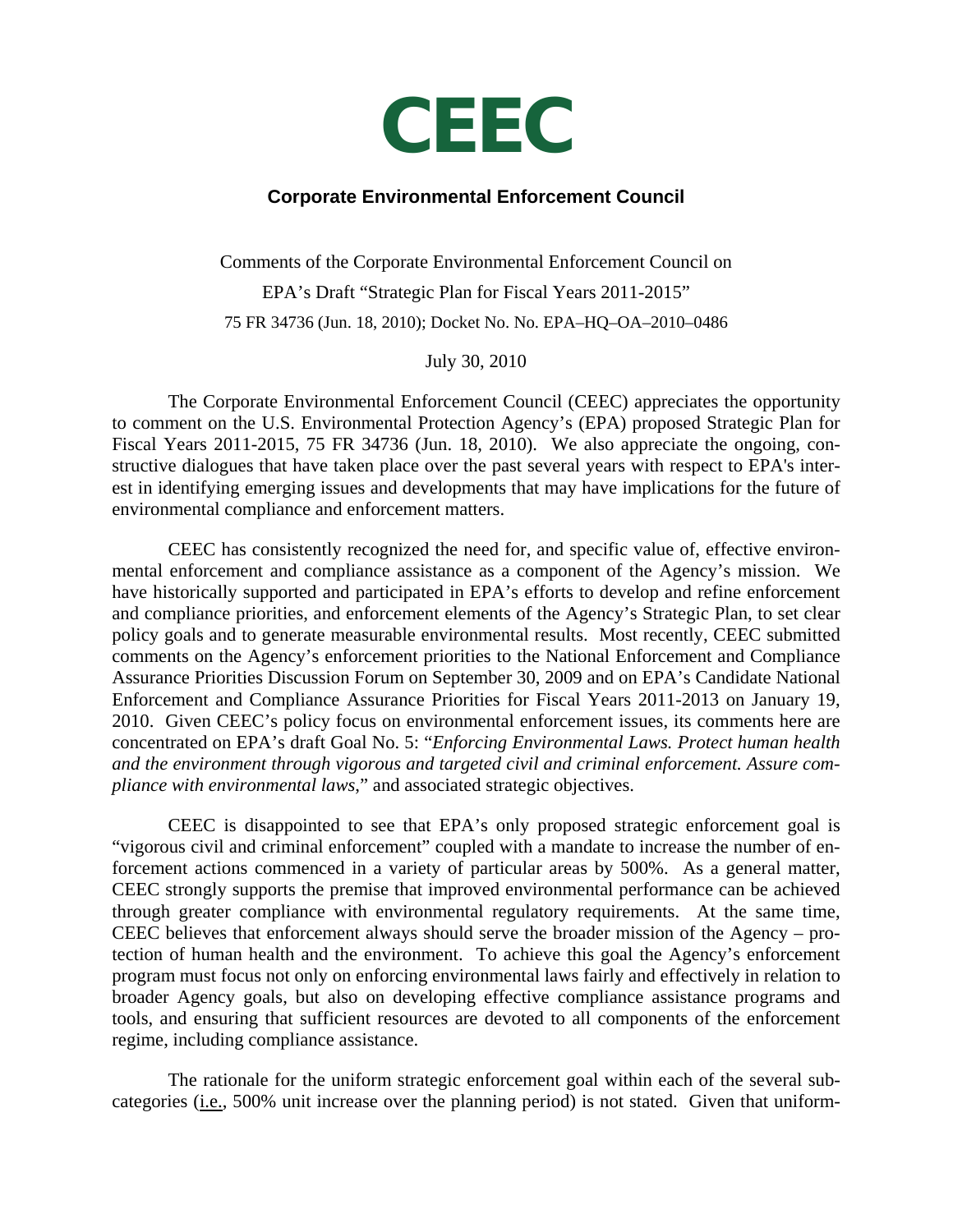# CEEC

## Corporate Environmental Enforcement Council

Comments of the Corporate Environmental Enforcement Council on

EPA's Draft "Strategic Plan for Fiscal Years 2011-2015"

75 FR 34736 (Jun. 18, 2010); Docket No. No. EPA–HQ–OA–2010–0486

July 30, 2010

The Corporate Environmental Enforcement Council (CEEC) appreciates the opportunity to comment on the U.S. Environmental Protection Agency's (EPA) proposed Strategic Plan for Fiscal Years 2011-2015, 75 FR 34736 (Jun. 18, 2010). We also appreciate the ongoing, constructive dialogues that have taken place over the past several years with respect to EPA's interest in identifying emerging issues and developments that may have implications for the future of environmental compliance and enforcement matters.

CEEC has consistently recognized the need for, and specific value of, effective environmental enforcement and compliance assistance as a component of the Agency's mission. We have historically supported and participated in EPA's efforts to develop and refine enforcement and compliance priorities, and enforcement elements of the Agency's Strategic Plan, to set clear policy goals and to generate measurable environmental results. Most recently, CEEC submitted comments on the Agency's enforcement priorities to the National Enforcement and Compliance Assurance Priorities Discussion Forum on September 30, 2009 and on EPA's Candidate National Enforcement and Compliance Assurance Priorities for Fiscal Years 2011-2013 on January 19, 2010. Given CEEC's policy focus on environmental enforcement issues, its comments here are concentrated on EPA's draft Goal No. 5: "*Enforcing Environmental Laws. Protect human health and the environment through vigorous and targeted civil and criminal enforcement. Assure compliance with environmental laws*," and associated strategic objectives.

CEEC is disappointed to see that EPA's only proposed strategic enforcement goal is "vigorous civil and criminal enforcement" coupled with a mandate to increase the number of enforcement actions commenced in a variety of particular areas by 500%. As a general matter, CEEC strongly supports the premise that improved environmental performance can be achieved through greater compliance with environmental regulatory requirements. At the same time, CEEC believes that enforcement always should serve the broader mission of the Agency – protection of human health and the environment. To achieve this goal the Agency's enforcement program must focus not only on enforcing environmental laws fairly and effectively in relation to broader Agency goals, but also on developing effective compliance assistance programs and tools, and ensuring that sufficient resources are devoted to all components of the enforcement regime, including compliance assistance.

The rationale for the uniform strategic enforcement goal within each of the several subcategories (i.e., 500% unit increase over the planning period) is not stated. Given that uniform-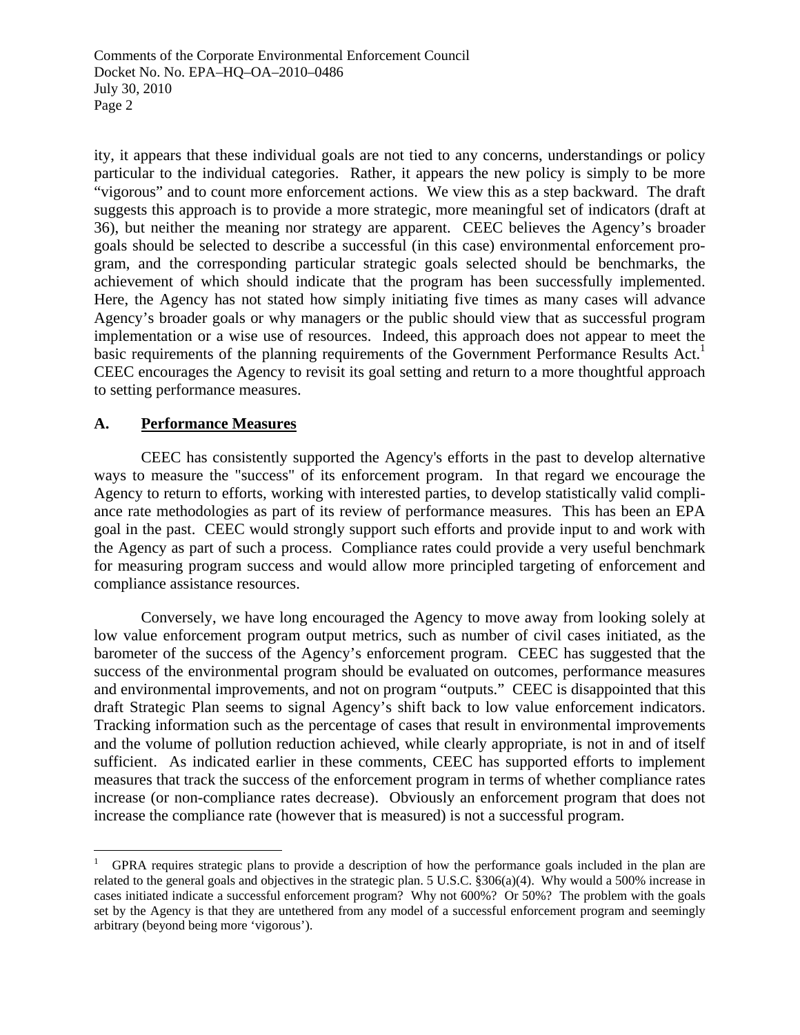ity, it appears that these individual goals are not tied to any concerns, understandings or policy particular to the individual categories. Rather, it appears the new policy is simply to be more "vigorous" and to count more enforcement actions. We view this as a step backward. The draft suggests this approach is to provide a more strategic, more meaningful set of indicators (draft at 36), but neither the meaning nor strategy are apparent. CEEC believes the Agency's broader goals should be selected to describe a successful (in this case) environmental enforcement program, and the corresponding particular strategic goals selected should be benchmarks, the achievement of which should indicate that the program has been successfully implemented. Here, the Agency has not stated how simply initiating five times as many cases will advance Agency's broader goals or why managers or the public should view that as successful program implementation or a wise use of resources. Indeed, this approach does not appear to meet the basic requirements of the planning requirements of the Government Performance Results Act.[1] CEEC encourages the Agency to revisit its goal setting and return to a more thoughtful approach to setting performance measures.

## A. Performance Measures

CEEC has consistently supported the Agency's efforts in the past to develop alternative ways to measure the "success" of its enforcement program. In that regard we encourage the Agency to return to efforts, working with interested parties, to develop statistically valid compliance rate methodologies as part of its review of performance measures. This has been an EPA goal in the past. CEEC would strongly support such efforts and provide input to and work with the Agency as part of such a process. Compliance rates could provide a very useful benchmark for measuring program success and would allow more principled targeting of enforcement and compliance assistance resources.

Conversely, we have long encouraged the Agency to move away from looking solely at low value enforcement program output metrics, such as number of civil cases initiated, as the barometer of the success of the Agency's enforcement program. CEEC has suggested that the success of the environmental program should be evaluated on outcomes, performance measures and environmental improvements, and not on program "outputs." CEEC is disappointed that this draft Strategic Plan seems to signal Agency's shift back to low value enforcement indicators. Tracking information such as the percentage of cases that result in environmental improvements and the volume of pollution reduction achieved, while clearly appropriate, is not in and of itself sufficient. As indicated earlier in these comments, CEEC has supported efforts to implement measures that track the success of the enforcement program in terms of whether compliance rates increase (or non-compliance rates decrease). Obviously an enforcement program that does not increase the compliance rate (however that is measured) is not a successful program.

---

[1] GPRA requires strategic plans to provide a description of how the performance goals included in the plan are related to the general goals and objectives in the strategic plan. 5 U.S.C. §306(a)(4). Why would a 500% increase in cases initiated indicate a successful enforcement program? Why not 600%? Or 50%? The problem with the goals set by the Agency is that they are untethered from any model of a successful enforcement program and seemingly arbitrary (beyond being more 'vigorous').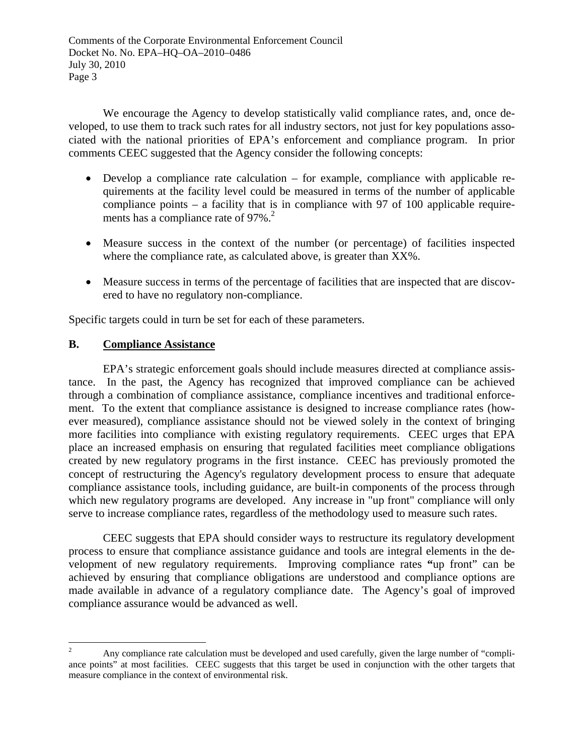We encourage the Agency to develop statistically valid compliance rates, and, once developed, to use them to track such rates for all industry sectors, not just for key populations associated with the national priorities of EPA's enforcement and compliance program. In prior comments CEEC suggested that the Agency consider the following concepts:

- Develop a compliance rate calculation – for example, compliance with applicable requirements at the facility level could be measured in terms of the number of applicable compliance points – a facility that is in compliance with 97 of 100 applicable requirements has a compliance rate of 97%.[2]

- Measure success in the context of the number (or percentage) of facilities inspected where the compliance rate, as calculated above, is greater than XX%.

- Measure success in terms of the percentage of facilities that are inspected that are discovered to have no regulatory non-compliance.

Specific targets could in turn be set for each of these parameters.

## B. Compliance Assistance

EPA's strategic enforcement goals should include measures directed at compliance assistance. In the past, the Agency has recognized that improved compliance can be achieved through a combination of compliance assistance, compliance incentives and traditional enforcement. To the extent that compliance assistance is designed to increase compliance rates (however measured), compliance assistance should not be viewed solely in the context of bringing more facilities into compliance with existing regulatory requirements. CEEC urges that EPA place an increased emphasis on ensuring that regulated facilities meet compliance obligations created by new regulatory programs in the first instance. CEEC has previously promoted the concept of restructuring the Agency's regulatory development process to ensure that adequate compliance assistance tools, including guidance, are built-in components of the process through which new regulatory programs are developed. Any increase in "up front" compliance will only serve to increase compliance rates, regardless of the methodology used to measure such rates.

CEEC suggests that EPA should consider ways to restructure its regulatory development process to ensure that compliance assistance guidance and tools are integral elements in the development of new regulatory requirements. Improving compliance rates "up front" can be achieved by ensuring that compliance obligations are understood and compliance options are made available in advance of a regulatory compliance date. The Agency's goal of improved compliance assurance would be advanced as well.

---

[2] Any compliance rate calculation must be developed and used carefully, given the large number of "compliance points" at most facilities. CEEC suggests that this target be used in conjunction with the other targets that measure compliance in the context of environmental risk.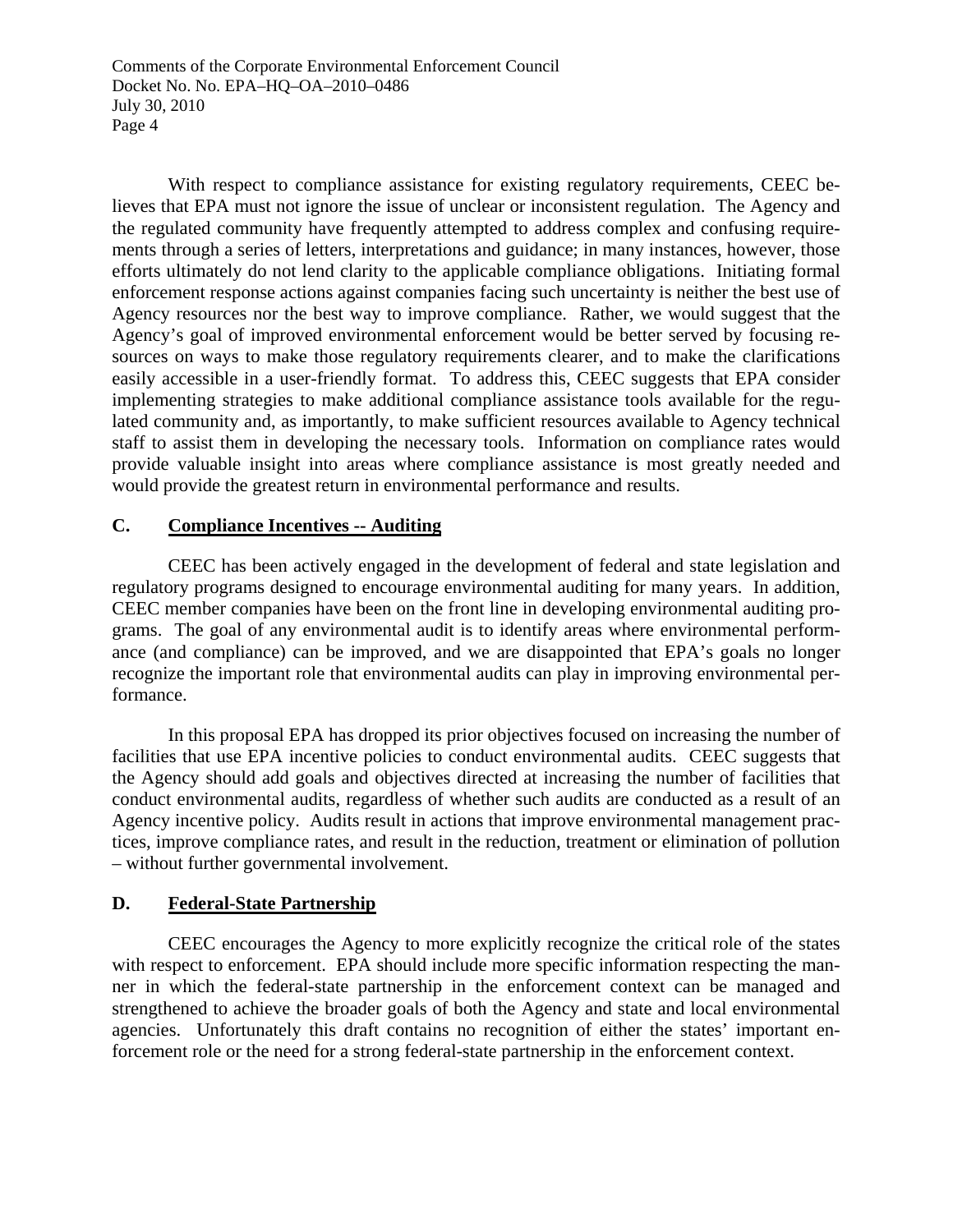With respect to compliance assistance for existing regulatory requirements, CEEC believes that EPA must not ignore the issue of unclear or inconsistent regulation. The Agency and the regulated community have frequently attempted to address complex and confusing requirements through a series of letters, interpretations and guidance; in many instances, however, those efforts ultimately do not lend clarity to the applicable compliance obligations. Initiating formal enforcement response actions against companies facing such uncertainty is neither the best use of Agency resources nor the best way to improve compliance. Rather, we would suggest that the Agency's goal of improved environmental enforcement would be better served by focusing resources on ways to make those regulatory requirements clearer, and to make the clarifications easily accessible in a user-friendly format. To address this, CEEC suggests that EPA consider implementing strategies to make additional compliance assistance tools available for the regulated community and, as importantly, to make sufficient resources available to Agency technical staff to assist them in developing the necessary tools. Information on compliance rates would provide valuable insight into areas where compliance assistance is most greatly needed and would provide the greatest return in environmental performance and results.

### C. Compliance Incentives -- Auditing

CEEC has been actively engaged in the development of federal and state legislation and regulatory programs designed to encourage environmental auditing for many years. In addition, CEEC member companies have been on the front line in developing environmental auditing programs. The goal of any environmental audit is to identify areas where environmental performance (and compliance) can be improved, and we are disappointed that EPA's goals no longer recognize the important role that environmental audits can play in improving environmental performance.

In this proposal EPA has dropped its prior objectives focused on increasing the number of facilities that use EPA incentive policies to conduct environmental audits. CEEC suggests that the Agency should add goals and objectives directed at increasing the number of facilities that conduct environmental audits, regardless of whether such audits are conducted as a result of an Agency incentive policy. Audits result in actions that improve environmental management practices, improve compliance rates, and result in the reduction, treatment or elimination of pollution – without further governmental involvement.

### D. Federal-State Partnership

CEEC encourages the Agency to more explicitly recognize the critical role of the states with respect to enforcement. EPA should include more specific information respecting the manner in which the federal-state partnership in the enforcement context can be managed and strengthened to achieve the broader goals of both the Agency and state and local environmental agencies. Unfortunately this draft contains no recognition of either the states' important enforcement role or the need for a strong federal-state partnership in the enforcement context.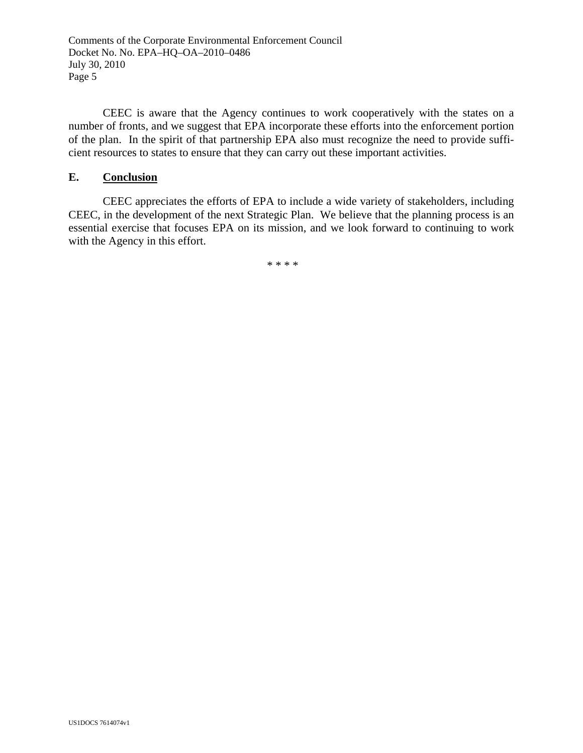CEEC is aware that the Agency continues to work cooperatively with the states on a number of fronts, and we suggest that EPA incorporate these efforts into the enforcement portion of the plan. In the spirit of that partnership EPA also must recognize the need to provide sufficient resources to states to ensure that they can carry out these important activities.

## E. Conclusion

CEEC appreciates the efforts of EPA to include a wide variety of stakeholders, including CEEC, in the development of the next Strategic Plan. We believe that the planning process is an essential exercise that focuses EPA on its mission, and we look forward to continuing to work with the Agency in this effort.

* * * *

US1DOCS 7614074v1